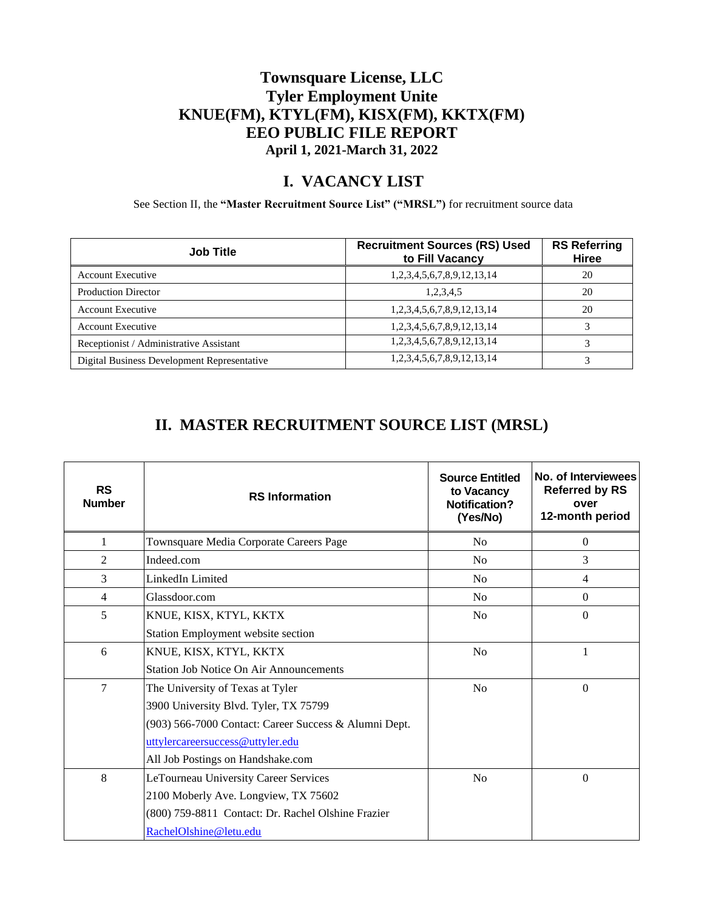# Townsquare License, LLC
# Tyler Employment Unite
# KNUE(FM), KTYL(FM), KISX(FM), KKTX(FM)
# EEO PUBLIC FILE REPORT
### April 1, 2021-March 31, 2022

## I. VACANCY LIST

See Section II, the **"Master Recruitment Source List" ("MRSL")** for recruitment source data

| Job Title | Recruitment Sources (RS) Used to Fill Vacancy | RS Referring Hiree |
|---|---|---|
| Account Executive | 1,2,3,4,5,6,7,8,9,12,13,14 | 20 |
| Production Director | 1,2,3,4,5 | 20 |
| Account Executive | 1,2,3,4,5,6,7,8,9,12,13,14 | 20 |
| Account Executive | 1,2,3,4,5,6,7,8,9,12,13,14 | 3 |
| Receptionist / Administrative Assistant | 1,2,3,4,5,6,7,8,9,12,13,14 | 3 |
| Digital Business Development Representative | 1,2,3,4,5,6,7,8,9,12,13,14 | 3 |

## II. MASTER RECRUITMENT SOURCE LIST (MRSL)

| RS Number | RS Information | Source Entitled to Vacancy Notification? (Yes/No) | No. of Interviewees Referred by RS over 12-month period |
|---|---|---|---|
| 1 | Townsquare Media Corporate Careers Page | No | 0 |
| 2 | Indeed.com | No | 3 |
| 3 | LinkedIn Limited | No | 4 |
| 4 | Glassdoor.com | No | 0 |
| 5 | KNUE, KISX, KTYL, KKTX<br>Station Employment website section | No | 0 |
| 6 | KNUE, KISX, KTYL, KKTX<br>Station Job Notice On Air Announcements | No | 1 |
| 7 | The University of Texas at Tyler<br>3900 University Blvd. Tyler, TX 75799<br>(903) 566-7000 Contact: Career Success & Alumni Dept.<br>uttylercareersuccess@uttyler.edu<br>All Job Postings on Handshake.com | No | 0 |
| 8 | LeTourneau University Career Services<br>2100 Moberly Ave. Longview, TX 75602<br>(800) 759-8811 Contact: Dr. Rachel Olshine Frazier<br>RachelOlshine@letu.edu | No | 0 |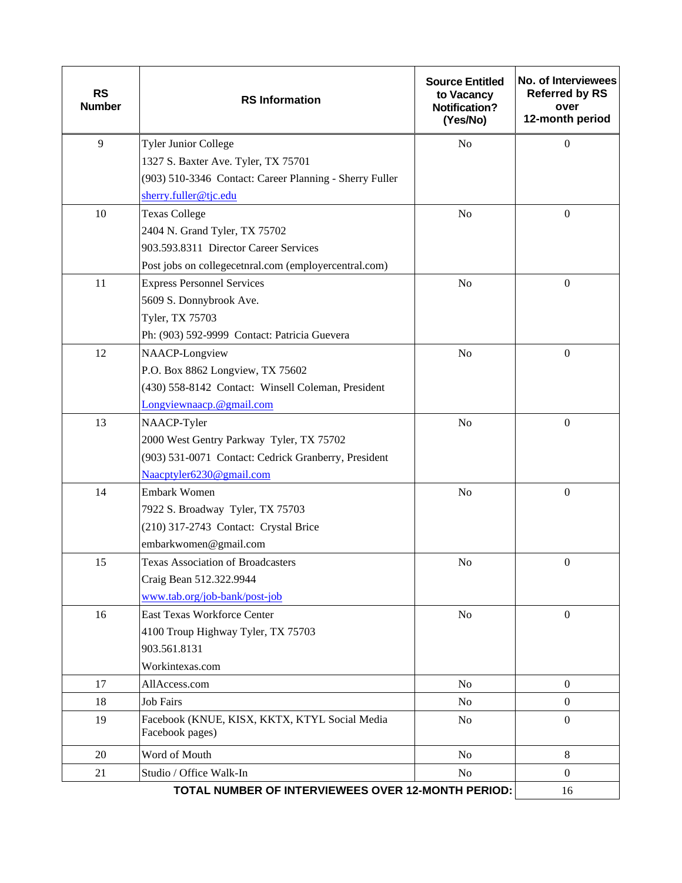| RS Number | RS Information | Source Entitled to Vacancy Notification? (Yes/No) | No. of Interviewees Referred by RS over 12-month period |
|---|---|---|---|
| 9 | Tyler Junior College<br>1327 S. Baxter Ave. Tyler, TX 75701<br>(903) 510-3346 Contact: Career Planning - Sherry Fuller<br>sherry.fuller@tjc.edu | No | 0 |
| 10 | Texas College<br>2404 N. Grand Tyler, TX 75702<br>903.593.8311 Director Career Services<br>Post jobs on collegecetnral.com (employercentral.com) | No | 0 |
| 11 | Express Personnel Services<br>5609 S. Donnybrook Ave.<br>Tyler, TX 75703<br>Ph: (903) 592-9999 Contact: Patricia Guevera | No | 0 |
| 12 | NAACP-Longview<br>P.O. Box 8862 Longview, TX 75602<br>(430) 558-8142 Contact: Winsell Coleman, President<br>Longviewnaacp.@gmail.com | No | 0 |
| 13 | NAACP-Tyler<br>2000 West Gentry Parkway Tyler, TX 75702<br>(903) 531-0071 Contact: Cedrick Granberry, President<br>Naacptyler6230@gmail.com | No | 0 |
| 14 | Embark Women<br>7922 S. Broadway Tyler, TX 75703<br>(210) 317-2743 Contact: Crystal Brice<br>embarkwomen@gmail.com | No | 0 |
| 15 | Texas Association of Broadcasters<br>Craig Bean 512.322.9944<br>www.tab.org/job-bank/post-job | No | 0 |
| 16 | East Texas Workforce Center<br>4100 Troup Highway Tyler, TX 75703<br>903.561.8131<br>Workintexas.com | No | 0 |
| 17 | AllAccess.com | No | 0 |
| 18 | Job Fairs | No | 0 |
| 19 | Facebook (KNUE, KISX, KKTX, KTYL Social Media Facebook pages) | No | 0 |
| 20 | Word of Mouth | No | 8 |
| 21 | Studio / Office Walk-In | No | 0 |
| | **TOTAL NUMBER OF INTERVIEWEES OVER 12-MONTH PERIOD:** | | 16 |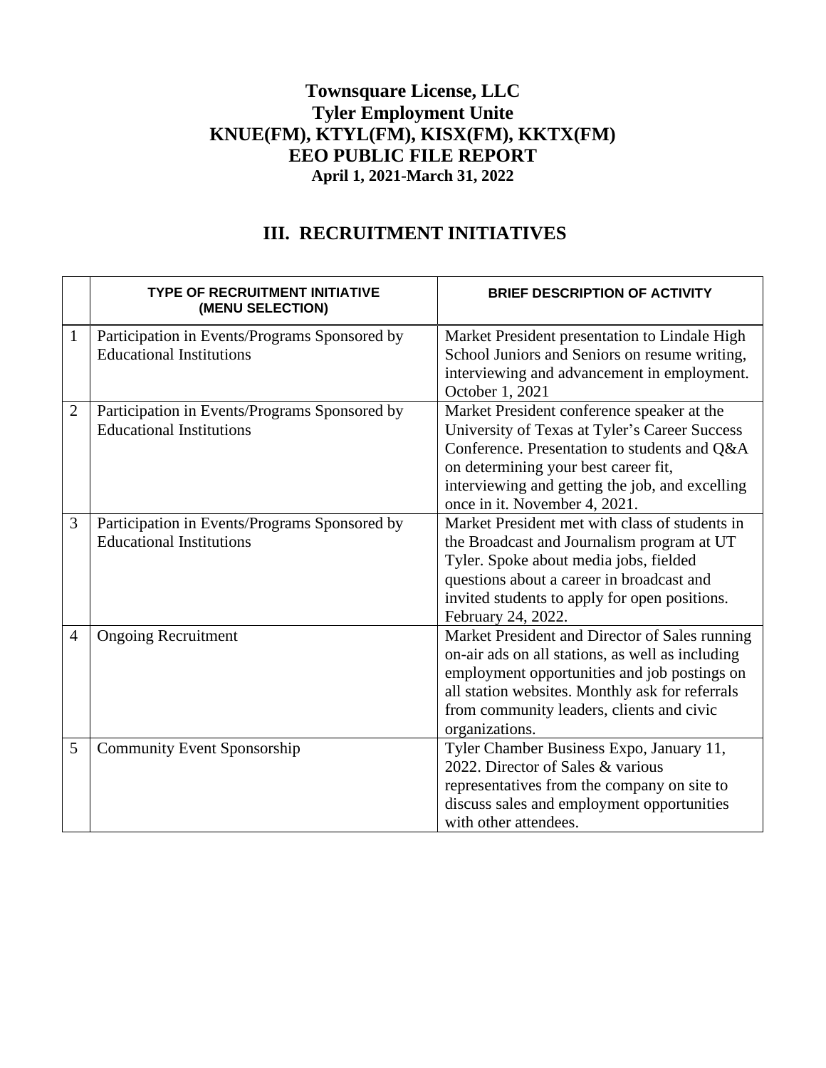# Townsquare License, LLC
# Tyler Employment Unite
# KNUE(FM), KTYL(FM), KISX(FM), KKTX(FM)
# EEO PUBLIC FILE REPORT
**April 1, 2021-March 31, 2022**

## III. RECRUITMENT INITIATIVES

| | TYPE OF RECRUITMENT INITIATIVE (MENU SELECTION) | BRIEF DESCRIPTION OF ACTIVITY |
|---|---|---|
| 1 | Participation in Events/Programs Sponsored by Educational Institutions | Market President presentation to Lindale High School Juniors and Seniors on resume writing, interviewing and advancement in employment. October 1, 2021 |
| 2 | Participation in Events/Programs Sponsored by Educational Institutions | Market President conference speaker at the University of Texas at Tyler's Career Success Conference. Presentation to students and Q&A on determining your best career fit, interviewing and getting the job, and excelling once in it. November 4, 2021. |
| 3 | Participation in Events/Programs Sponsored by Educational Institutions | Market President met with class of students in the Broadcast and Journalism program at UT Tyler. Spoke about media jobs, fielded questions about a career in broadcast and invited students to apply for open positions. February 24, 2022. |
| 4 | Ongoing Recruitment | Market President and Director of Sales running on-air ads on all stations, as well as including employment opportunities and job postings on all station websites. Monthly ask for referrals from community leaders, clients and civic organizations. |
| 5 | Community Event Sponsorship | Tyler Chamber Business Expo, January 11, 2022. Director of Sales & various representatives from the company on site to discuss sales and employment opportunities with other attendees. |